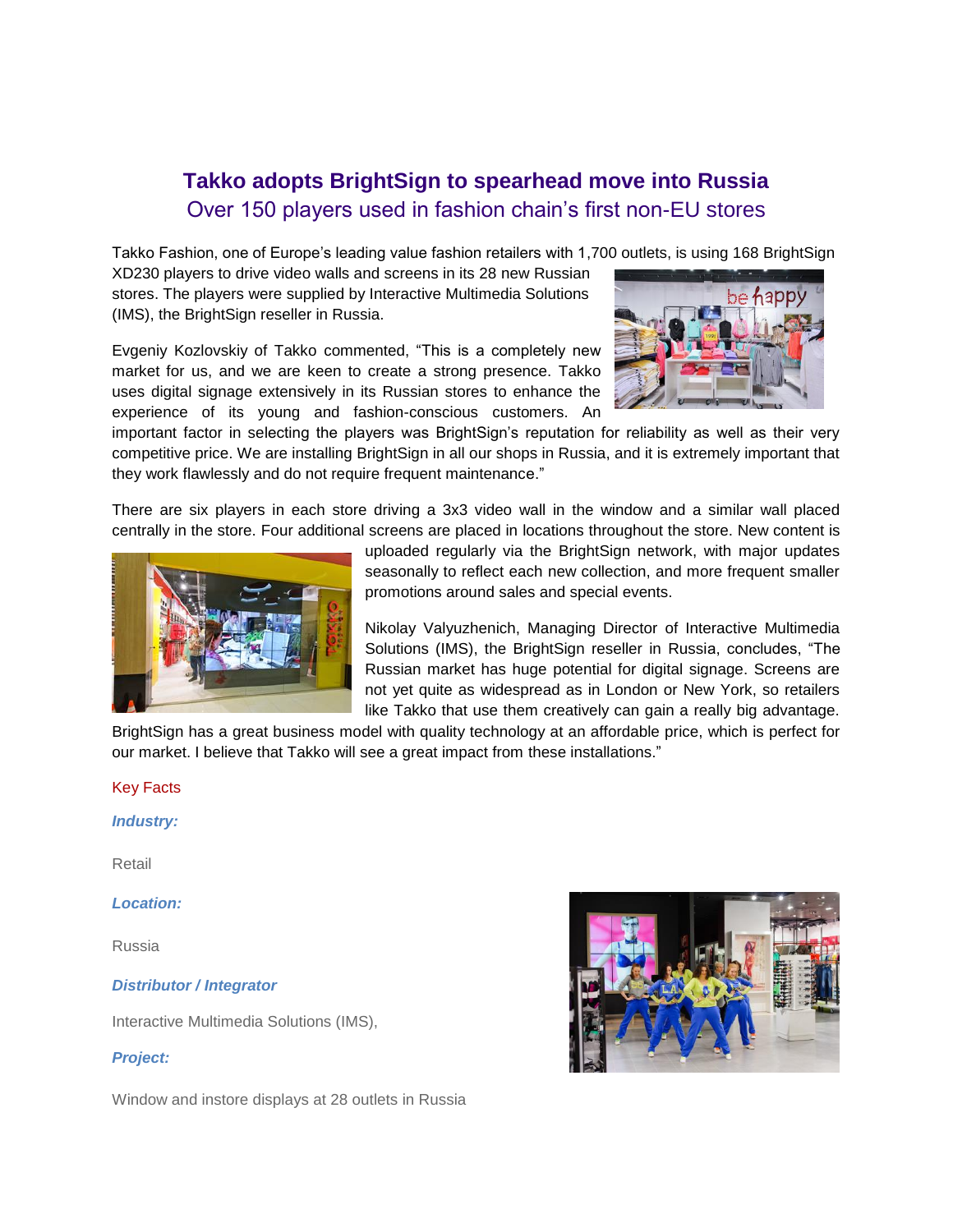# Takko adopts BrightSign to spearhead move into Russia

## Over 150 players used in fashion chain's first non-EU stores

Takko Fashion, one of Europe's leading value fashion retailers with 1,700 outlets, is using 168 BrightSign XD230 players to drive video walls and screens in its 28 new Russian stores. The players were supplied by Interactive Multimedia Solutions (IMS), the BrightSign reseller in Russia.

Evgeniy Kozlovskiy of Takko commented, "This is a completely new market for us, and we are keen to create a strong presence. Takko uses digital signage extensively in its Russian stores to enhance the experience of its young and fashion-conscious customers. An important factor in selecting the players was BrightSign's reputation for reliability as well as their very competitive price. We are installing BrightSign in all our shops in Russia, and it is extremely important that they work flawlessly and do not require frequent maintenance."

There are six players in each store driving a 3x3 video wall in the window and a similar wall placed centrally in the store. Four additional screens are placed in locations throughout the store. New content is uploaded regularly via the BrightSign network, with major updates seasonally to reflect each new collection, and more frequent smaller promotions around sales and special events.

Nikolay Valyuzhenich, Managing Director of Interactive Multimedia Solutions (IMS), the BrightSign reseller in Russia, concludes, "The Russian market has huge potential for digital signage. Screens are not yet quite as widespread as in London or New York, so retailers like Takko that use them creatively can gain a really big advantage. BrightSign has a great business model with quality technology at an affordable price, which is perfect for our market. I believe that Takko will see a great impact from these installations."

Key Facts

***Industry:***

Retail

***Location:***

Russia

***Distributor / Integrator***

Interactive Multimedia Solutions (IMS),

***Project:***

Window and instore displays at 28 outlets in Russia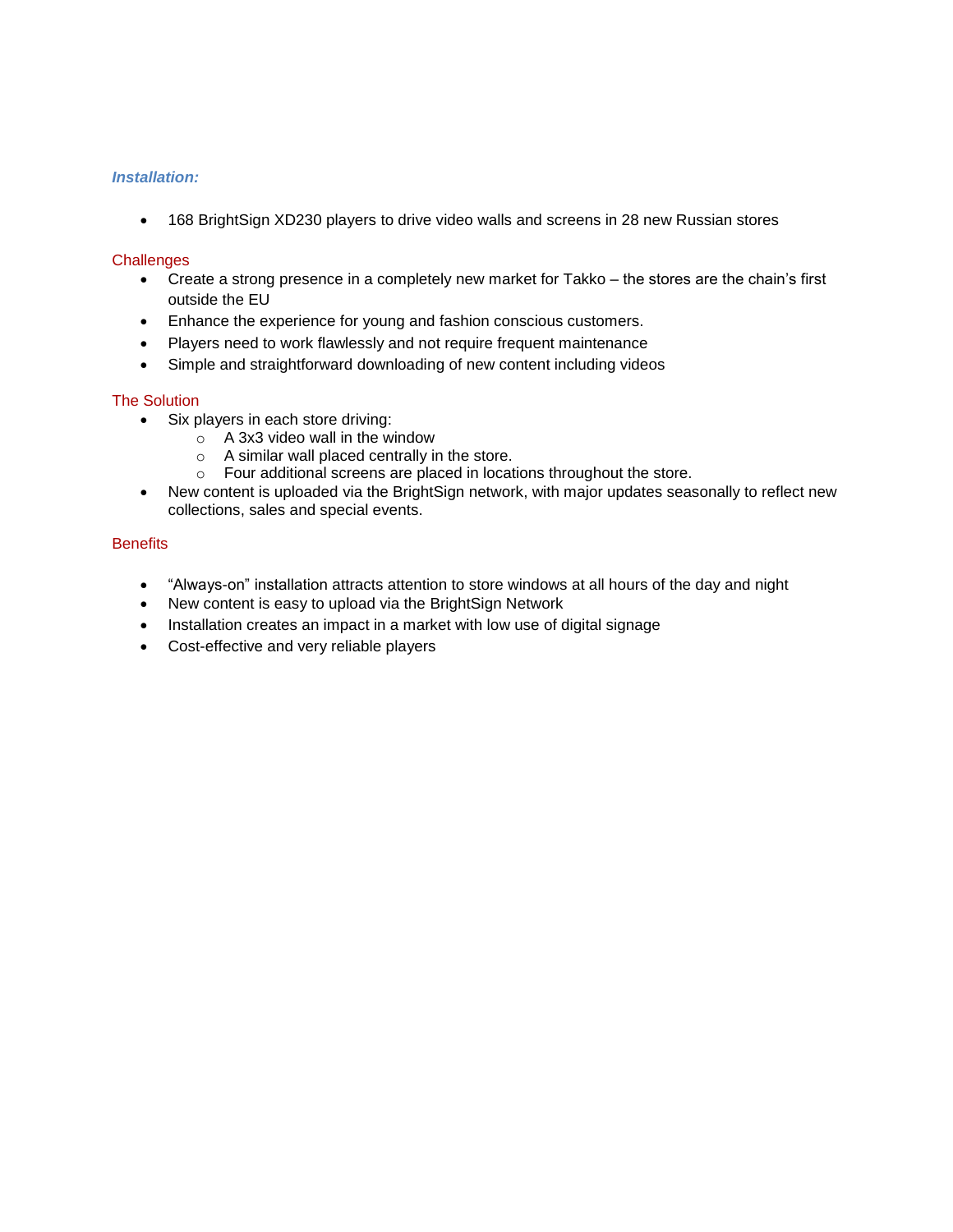***Installation:***

- 168 BrightSign XD230 players to drive video walls and screens in 28 new Russian stores

## Challenges

- Create a strong presence in a completely new market for Takko – the stores are the chain's first outside the EU
- Enhance the experience for young and fashion conscious customers.
- Players need to work flawlessly and not require frequent maintenance
- Simple and straightforward downloading of new content including videos

## The Solution

- Six players in each store driving:
  - A 3x3 video wall in the window
  - A similar wall placed centrally in the store.
  - Four additional screens are placed in locations throughout the store.
- New content is uploaded via the BrightSign network, with major updates seasonally to reflect new collections, sales and special events.

## Benefits

- "Always-on" installation attracts attention to store windows at all hours of the day and night
- New content is easy to upload via the BrightSign Network
- Installation creates an impact in a market with low use of digital signage
- Cost-effective and very reliable players